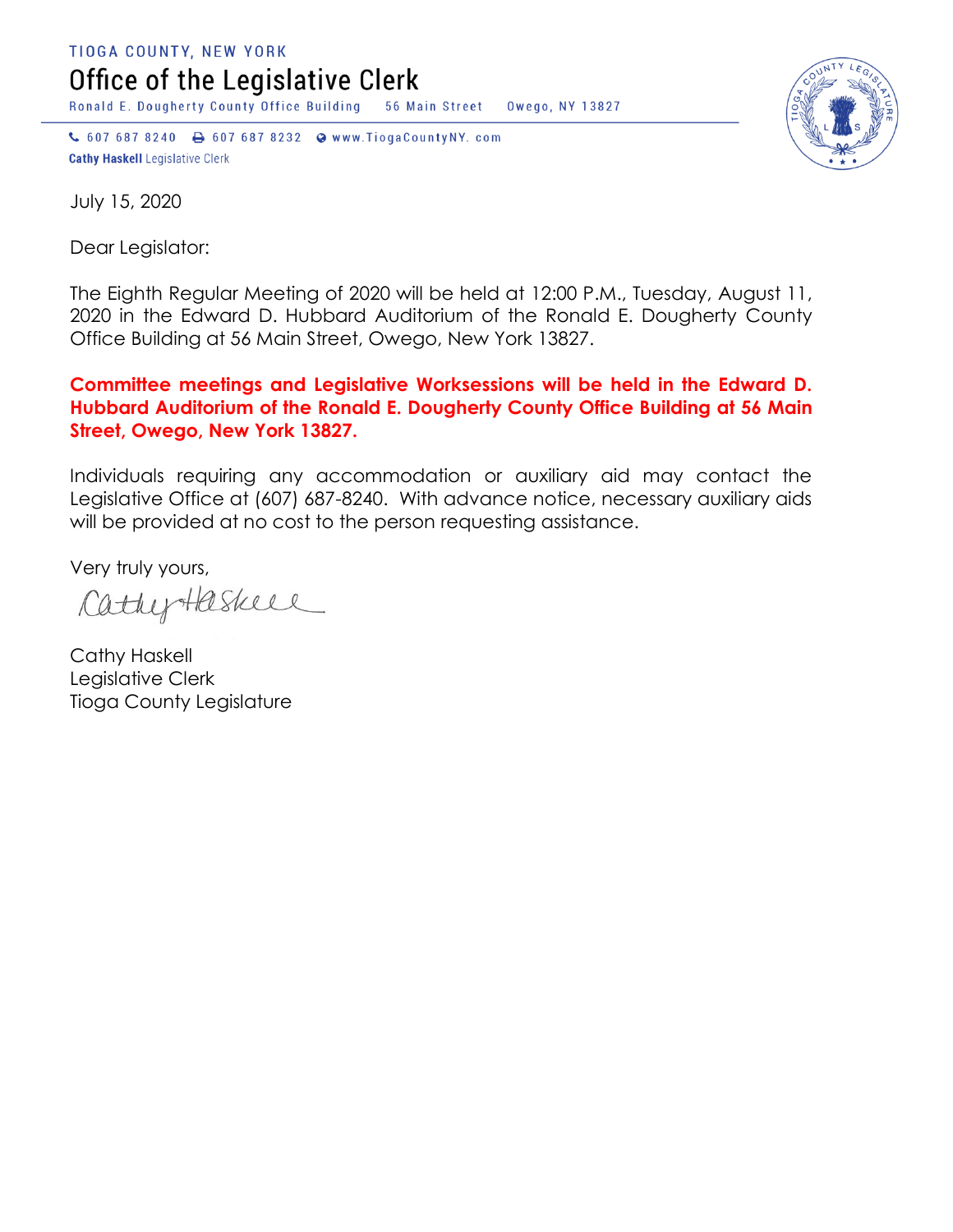TIOGA COUNTY, NEW YORK

# Office of the Legislative Clerk

Ronald E. Dougherty County Office Building    56 Main Street    Owego, NY 13827

607 687 8240    607 687 8232    www.TiogaCountyNY. com

**Cathy Haskell** Legislative Clerk

July 15, 2020

Dear Legislator:

The Eighth Regular Meeting of 2020 will be held at 12:00 P.M., Tuesday, August 11, 2020 in the Edward D. Hubbard Auditorium of the Ronald E. Dougherty County Office Building at 56 Main Street, Owego, New York 13827.

**Committee meetings and Legislative Worksessions will be held in the Edward D. Hubbard Auditorium of the Ronald E. Dougherty County Office Building at 56 Main Street, Owego, New York 13827.**

Individuals requiring any accommodation or auxiliary aid may contact the Legislative Office at (607) 687-8240. With advance notice, necessary auxiliary aids will be provided at no cost to the person requesting assistance.

Very truly yours,

Cathy Haskell

Cathy Haskell
Legislative Clerk
Tioga County Legislature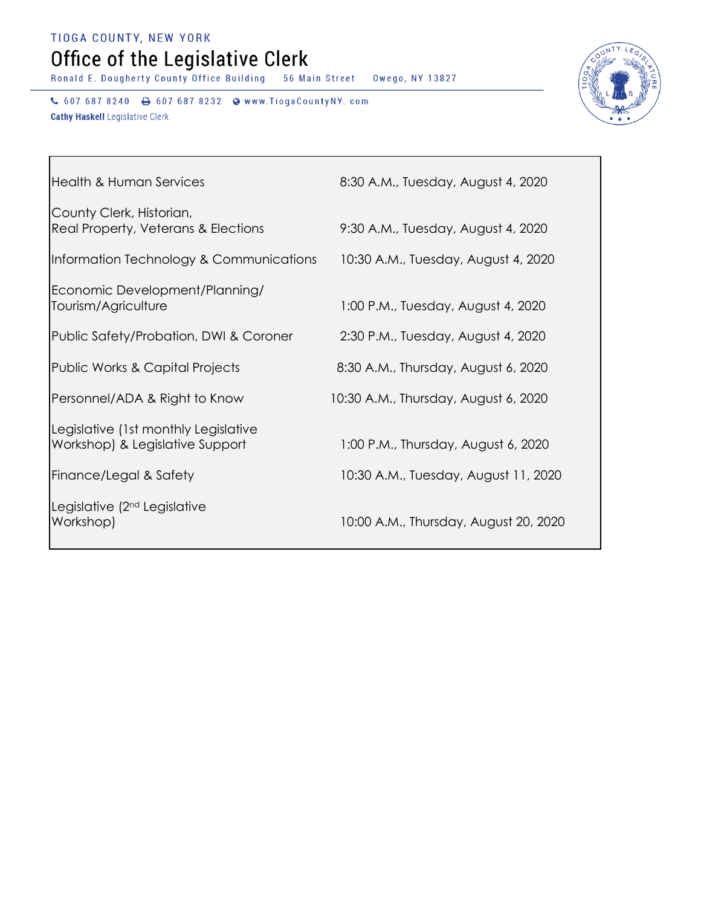TIOGA COUNTY, NEW YORK

# Office of the Legislative Clerk

Ronald E. Dougherty County Office Building 56 Main Street Owego, NY 13827

607 687 8240 607 687 8232 www.TiogaCountyNY.com

**Cathy Haskell** Legislative Clerk

| | |
|---|---|
| Health & Human Services | 8:30 A.M., Tuesday, August 4, 2020 |
| County Clerk, Historian, Real Property, Veterans & Elections | 9:30 A.M., Tuesday, August 4, 2020 |
| Information Technology & Communications | 10:30 A.M., Tuesday, August 4, 2020 |
| Economic Development/Planning/ Tourism/Agriculture | 1:00 P.M., Tuesday, August 4, 2020 |
| Public Safety/Probation, DWI & Coroner | 2:30 P.M., Tuesday, August 4, 2020 |
| Public Works & Capital Projects | 8:30 A.M., Thursday, August 6, 2020 |
| Personnel/ADA & Right to Know | 10:30 A.M., Thursday, August 6, 2020 |
| Legislative (1st monthly Legislative Workshop) & Legislative Support | 1:00 P.M., Thursday, August 6, 2020 |
| Finance/Legal & Safety | 10:30 A.M., Tuesday, August 11, 2020 |
| Legislative (2nd Legislative Workshop) | 10:00 A.M., Thursday, August 20, 2020 |